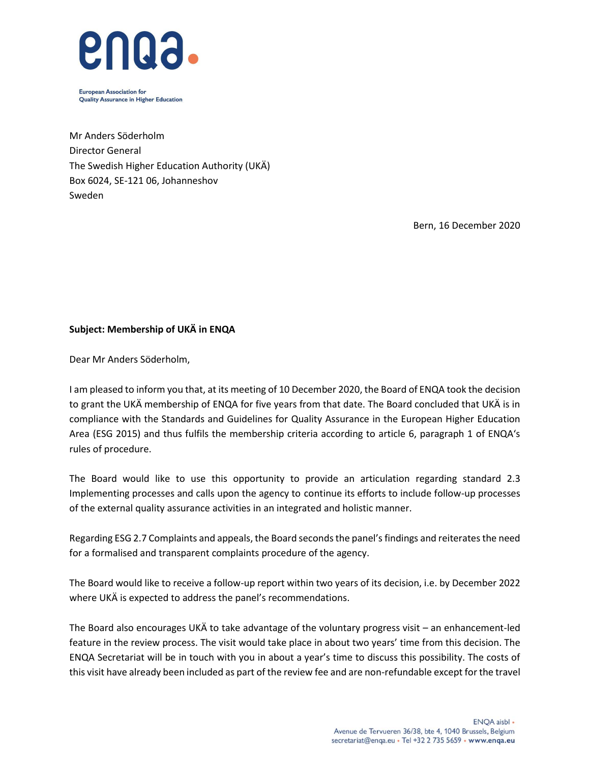Mr Anders Söderholm
Director General
The Swedish Higher Education Authority (UKÄ)
Box 6024, SE-121 06, Johanneshov
Sweden

Bern, 16 December 2020

**Subject: Membership of UKÄ in ENQA**

Dear Mr Anders Söderholm,

I am pleased to inform you that, at its meeting of 10 December 2020, the Board of ENQA took the decision to grant the UKÄ membership of ENQA for five years from that date. The Board concluded that UKÄ is in compliance with the Standards and Guidelines for Quality Assurance in the European Higher Education Area (ESG 2015) and thus fulfils the membership criteria according to article 6, paragraph 1 of ENQA's rules of procedure.

The Board would like to use this opportunity to provide an articulation regarding standard 2.3 Implementing processes and calls upon the agency to continue its efforts to include follow-up processes of the external quality assurance activities in an integrated and holistic manner.

Regarding ESG 2.7 Complaints and appeals, the Board seconds the panel's findings and reiterates the need for a formalised and transparent complaints procedure of the agency.

The Board would like to receive a follow-up report within two years of its decision, i.e. by December 2022 where UKÄ is expected to address the panel's recommendations.

The Board also encourages UKÄ to take advantage of the voluntary progress visit – an enhancement-led feature in the review process. The visit would take place in about two years' time from this decision. The ENQA Secretariat will be in touch with you in about a year's time to discuss this possibility. The costs of this visit have already been included as part of the review fee and are non-refundable except for the travel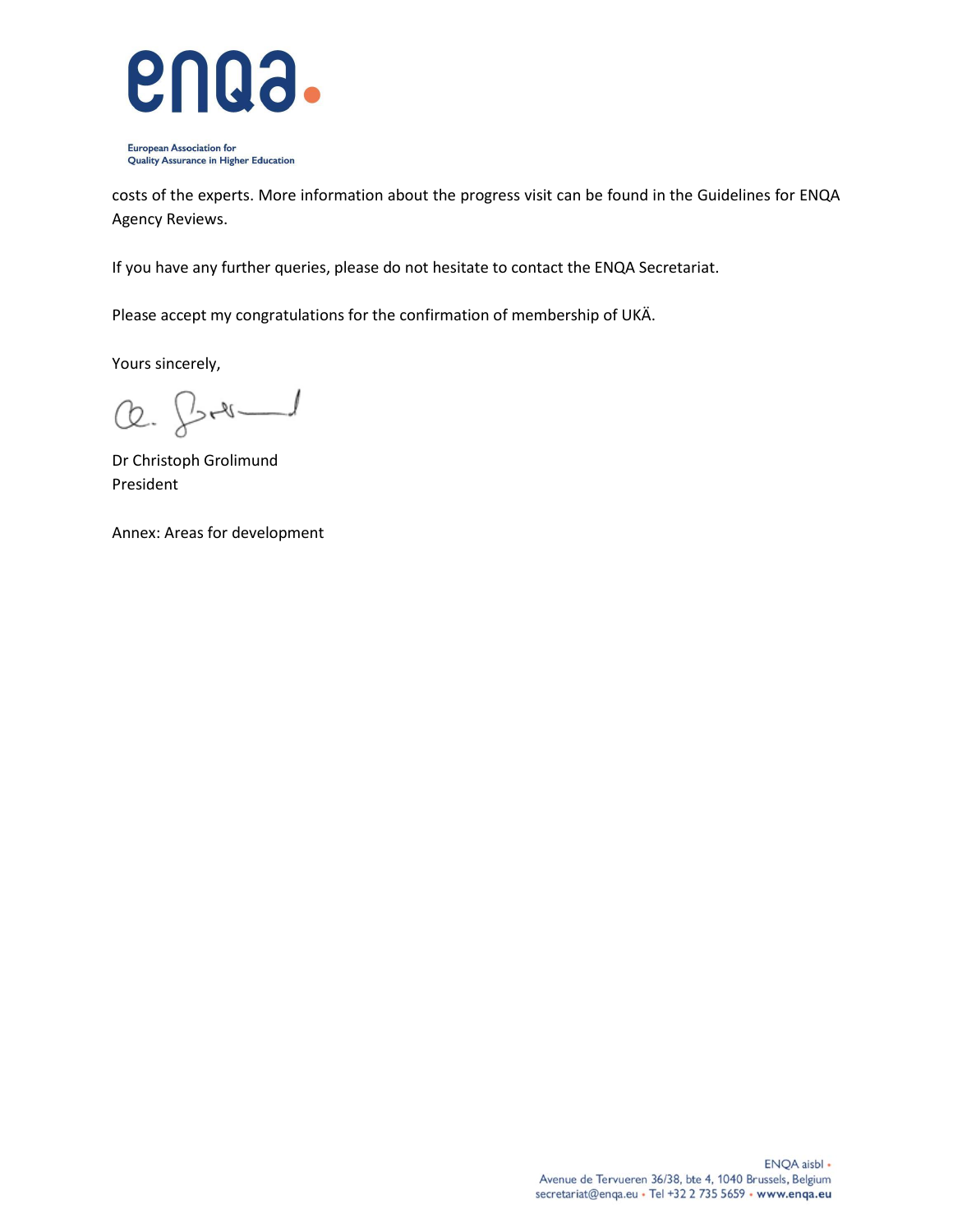costs of the experts. More information about the progress visit can be found in the Guidelines for ENQA Agency Reviews.

If you have any further queries, please do not hesitate to contact the ENQA Secretariat.

Please accept my congratulations for the confirmation of membership of UKÄ.

Yours sincerely,

Dr Christoph Grolimund
President

Annex: Areas for development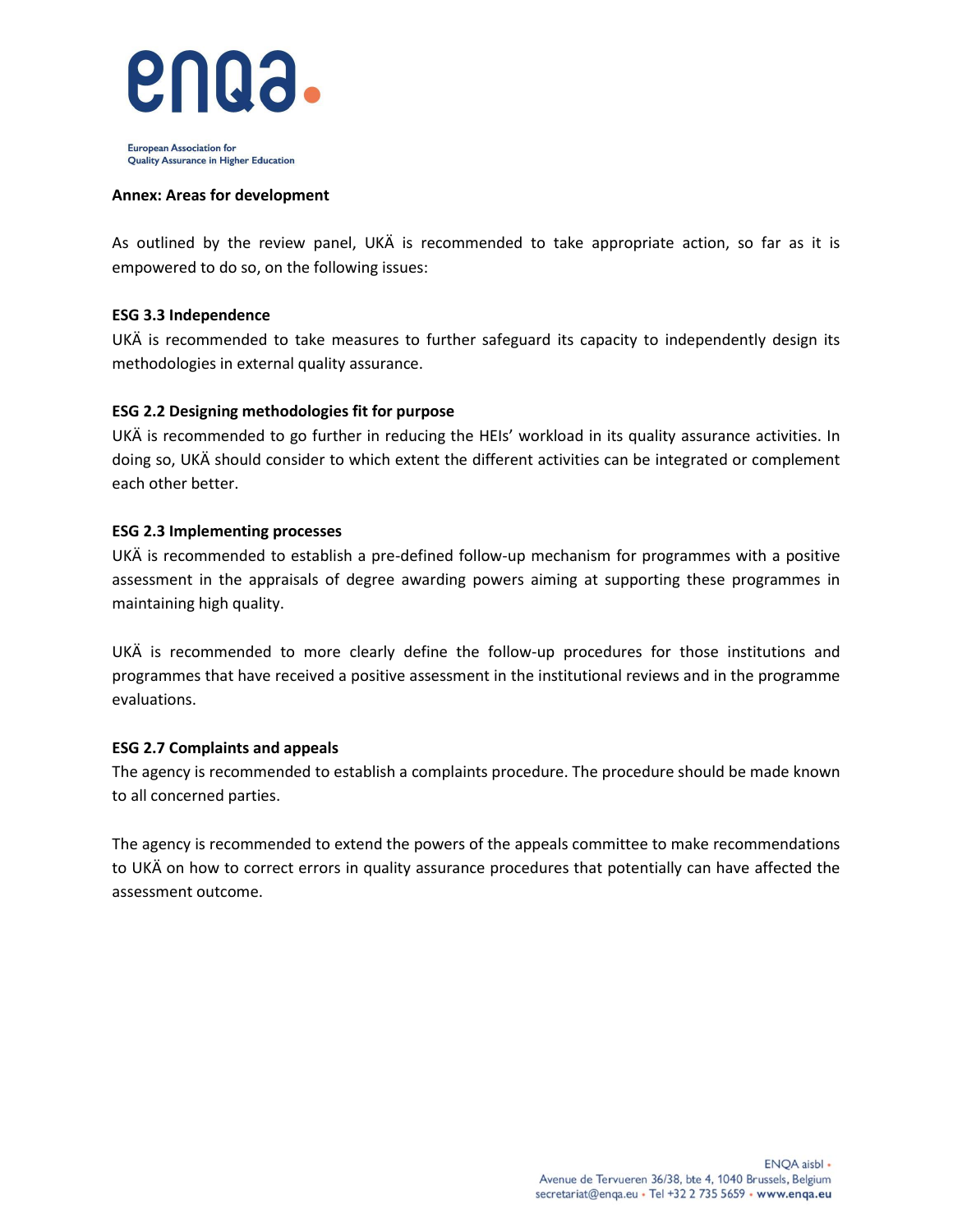**Annex: Areas for development**

As outlined by the review panel, UKÄ is recommended to take appropriate action, so far as it is empowered to do so, on the following issues:

**ESG 3.3 Independence**

UKÄ is recommended to take measures to further safeguard its capacity to independently design its methodologies in external quality assurance.

**ESG 2.2 Designing methodologies fit for purpose**

UKÄ is recommended to go further in reducing the HEIs' workload in its quality assurance activities. In doing so, UKÄ should consider to which extent the different activities can be integrated or complement each other better.

**ESG 2.3 Implementing processes**

UKÄ is recommended to establish a pre-defined follow-up mechanism for programmes with a positive assessment in the appraisals of degree awarding powers aiming at supporting these programmes in maintaining high quality.

UKÄ is recommended to more clearly define the follow-up procedures for those institutions and programmes that have received a positive assessment in the institutional reviews and in the programme evaluations.

**ESG 2.7 Complaints and appeals**

The agency is recommended to establish a complaints procedure. The procedure should be made known to all concerned parties.

The agency is recommended to extend the powers of the appeals committee to make recommendations to UKÄ on how to correct errors in quality assurance procedures that potentially can have affected the assessment outcome.